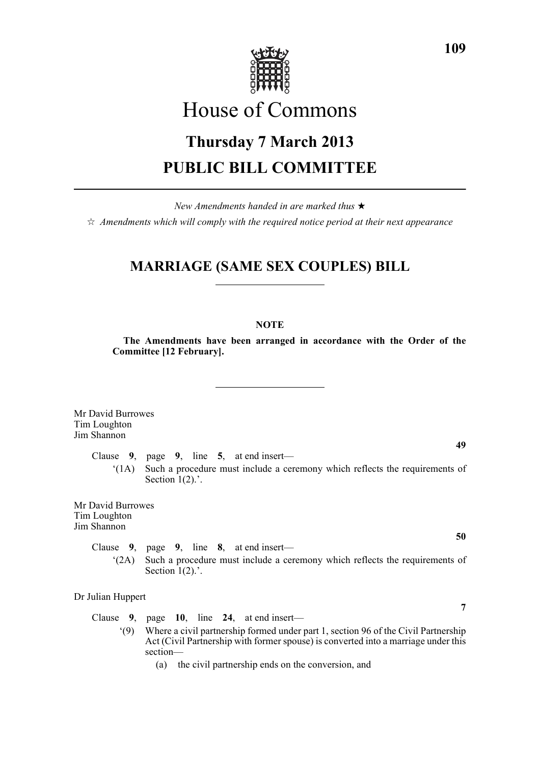# House of Commons

## Thursday 7 March 2013

## PUBLIC BILL COMMITTEE

*New Amendments handed in are marked thus* ★

☆ *Amendments which will comply with the required notice period at their next appearance*

## MARRIAGE (SAME SEX COUPLES) BILL

**NOTE**

**The Amendments have been arranged in accordance with the Order of the Committee [12 February].**

Mr David Burrowes
Tim Loughton
Jim Shannon

**49**

Clause **9**, page **9**, line **5**, at end insert—

'(1A) Such a procedure must include a ceremony which reflects the requirements of Section 1(2).'.

Mr David Burrowes
Tim Loughton
Jim Shannon

**50**

Clause **9**, page **9**, line **8**, at end insert—

'(2A) Such a procedure must include a ceremony which reflects the requirements of Section 1(2).'.

Dr Julian Huppert

**7**

Clause **9**, page **10**, line **24**, at end insert—

'(9) Where a civil partnership formed under part 1, section 96 of the Civil Partnership Act (Civil Partnership with former spouse) is converted into a marriage under this section—

(a) the civil partnership ends on the conversion, and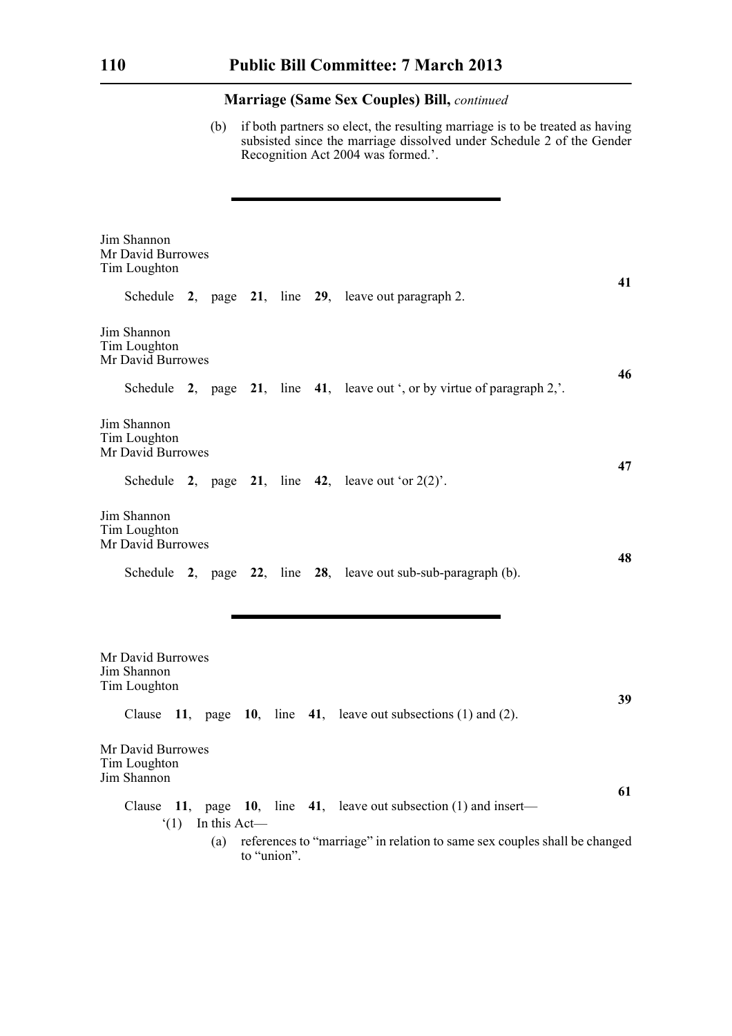**Marriage (Same Sex Couples) Bill,** *continued*

(b) if both partners so elect, the resulting marriage is to be treated as having subsisted since the marriage dissolved under Schedule 2 of the Gender Recognition Act 2004 was formed.'.

---

Jim Shannon
Mr David Burrowes
Tim Loughton

**41**

Schedule **2**, page **21**, line **29**, leave out paragraph 2.

Jim Shannon
Tim Loughton
Mr David Burrowes

**46**

Schedule **2**, page **21**, line **41**, leave out ', or by virtue of paragraph 2,'.

Jim Shannon
Tim Loughton
Mr David Burrowes

**47**

Schedule **2**, page **21**, line **42**, leave out 'or 2(2)'.

Jim Shannon
Tim Loughton
Mr David Burrowes

**48**

Schedule **2**, page **22**, line **28**, leave out sub-sub-paragraph (b).

---

Mr David Burrowes
Jim Shannon
Tim Loughton

**39**

Clause **11**, page **10**, line **41**, leave out subsections (1) and (2).

Mr David Burrowes
Tim Loughton
Jim Shannon

**61**

Clause **11**, page **10**, line **41**, leave out subsection (1) and insert—

'(1) In this Act—

(a) references to "marriage" in relation to same sex couples shall be changed to "union".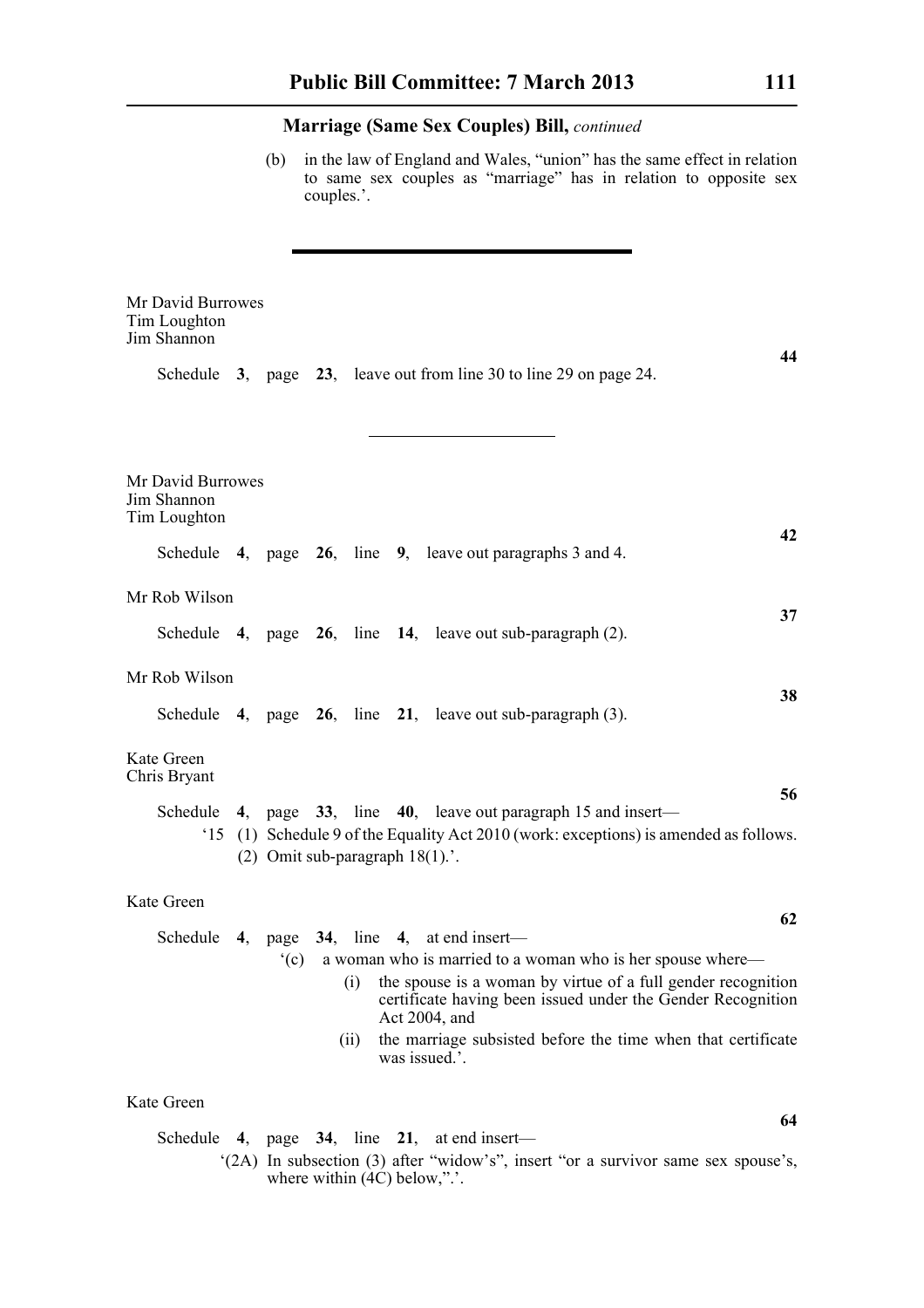## Marriage (Same Sex Couples) Bill, *continued*

(b) in the law of England and Wales, "union" has the same effect in relation to same sex couples as "marriage" has in relation to opposite sex couples.'.

---

Mr David Burrowes
Tim Loughton
Jim Shannon

**44**

Schedule **3**, page **23**, leave out from line 30 to line 29 on page 24.

---

Mr David Burrowes
Jim Shannon
Tim Loughton

**42**

Schedule **4**, page **26**, line **9**, leave out paragraphs 3 and 4.

Mr Rob Wilson

**37**

Schedule **4**, page **26**, line **14**, leave out sub-paragraph (2).

Mr Rob Wilson

**38**

Schedule **4**, page **26**, line **21**, leave out sub-paragraph (3).

Kate Green
Chris Bryant

**56**

Schedule **4**, page **33**, line **40**, leave out paragraph 15 and insert—

'15 (1) Schedule 9 of the Equality Act 2010 (work: exceptions) is amended as follows.

(2) Omit sub-paragraph 18(1).'.

Kate Green

**62**

Schedule **4**, page **34**, line **4**, at end insert—

'(c) a woman who is married to a woman who is her spouse where—

(i) the spouse is a woman by virtue of a full gender recognition certificate having been issued under the Gender Recognition Act 2004, and

(ii) the marriage subsisted before the time when that certificate was issued.'.

Kate Green

**64**

Schedule **4**, page **34**, line **21**, at end insert—

'(2A) In subsection (3) after "widow's", insert "or a survivor same sex spouse's, where within (4C) below,".'.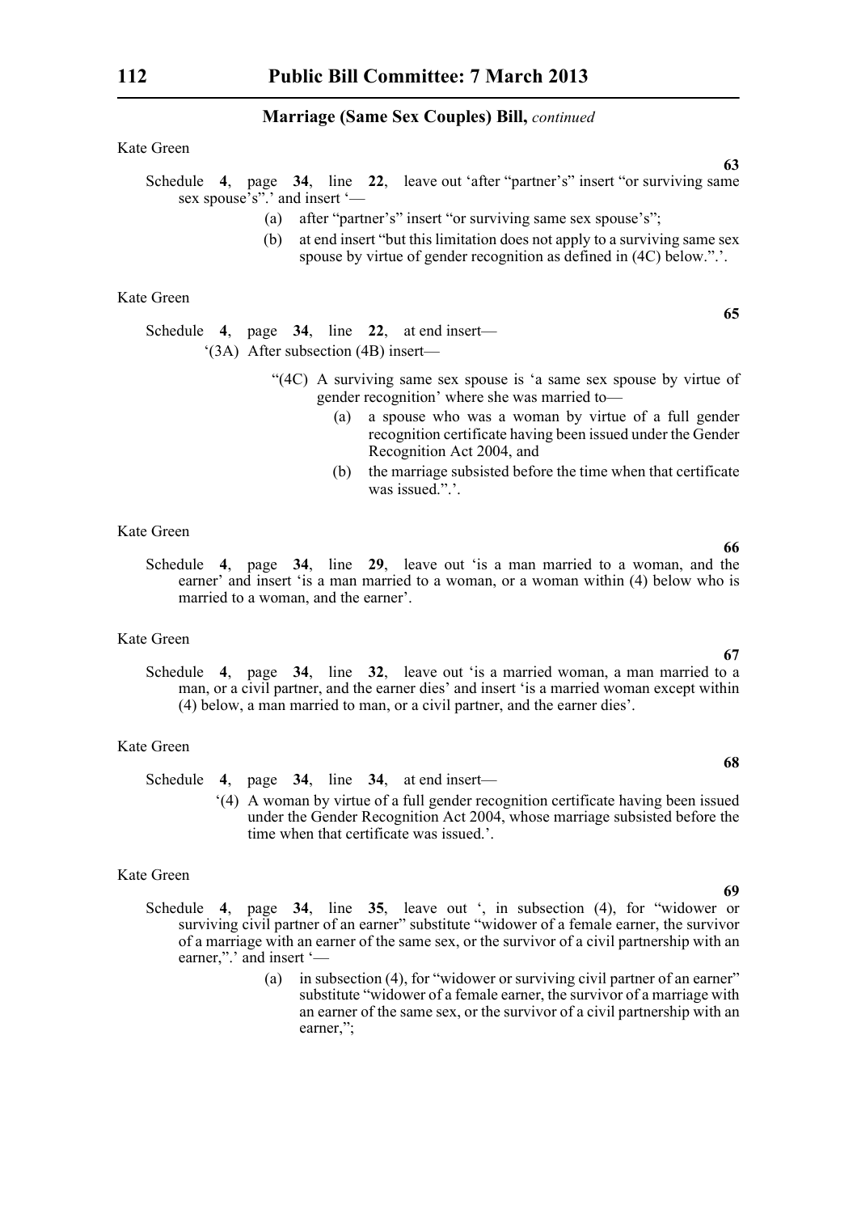**Marriage (Same Sex Couples) Bill,** *continued*

Kate Green

**63**

Schedule **4**, page **34**, line **22**, leave out 'after "partner's" insert "or surviving same sex spouse's".' and insert '—

(a) after "partner's" insert "or surviving same sex spouse's";

(b) at end insert "but this limitation does not apply to a surviving same sex spouse by virtue of gender recognition as defined in (4C) below.".'.

Kate Green

**65**

Schedule **4**, page **34**, line **22**, at end insert—

'(3A) After subsection (4B) insert—

"(4C) A surviving same sex spouse is 'a same sex spouse by virtue of gender recognition' where she was married to—

(a) a spouse who was a woman by virtue of a full gender recognition certificate having been issued under the Gender Recognition Act 2004, and

(b) the marriage subsisted before the time when that certificate was issued.".'.

Kate Green

**66**

Schedule **4**, page **34**, line **29**, leave out 'is a man married to a woman, and the earner' and insert 'is a man married to a woman, or a woman within (4) below who is married to a woman, and the earner'.

Kate Green

**67**

Schedule **4**, page **34**, line **32**, leave out 'is a married woman, a man married to a man, or a civil partner, and the earner dies' and insert 'is a married woman except within (4) below, a man married to man, or a civil partner, and the earner dies'.

Kate Green

**68**

Schedule **4**, page **34**, line **34**, at end insert—

'(4) A woman by virtue of a full gender recognition certificate having been issued under the Gender Recognition Act 2004, whose marriage subsisted before the time when that certificate was issued.'.

Kate Green

**69**

Schedule **4**, page **34**, line **35**, leave out ', in subsection (4), for "widower or surviving civil partner of an earner" substitute "widower of a female earner, the survivor of a marriage with an earner of the same sex, or the survivor of a civil partnership with an earner,".' and insert '—

(a) in subsection (4), for "widower or surviving civil partner of an earner" substitute "widower of a female earner, the survivor of a marriage with an earner of the same sex, or the survivor of a civil partnership with an earner,";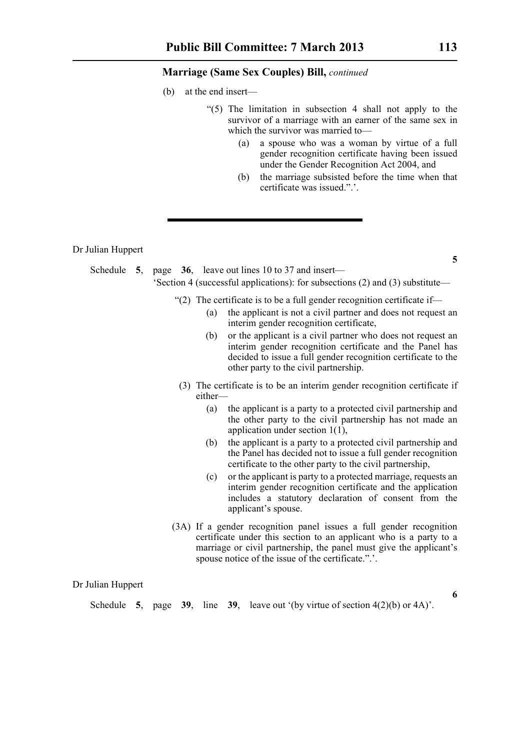**Marriage (Same Sex Couples) Bill,** *continued*

(b) at the end insert—

"(5) The limitation in subsection 4 shall not apply to the survivor of a marriage with an earner of the same sex in which the survivor was married to—

(a) a spouse who was a woman by virtue of a full gender recognition certificate having been issued under the Gender Recognition Act 2004, and

(b) the marriage subsisted before the time when that certificate was issued.".'.

---

Dr Julian Huppert

**5**

Schedule **5**, page **36**, leave out lines 10 to 37 and insert—

'Section 4 (successful applications): for subsections (2) and (3) substitute—

"(2) The certificate is to be a full gender recognition certificate if—

(a) the applicant is not a civil partner and does not request an interim gender recognition certificate,

(b) or the applicant is a civil partner who does not request an interim gender recognition certificate and the Panel has decided to issue a full gender recognition certificate to the other party to the civil partnership.

(3) The certificate is to be an interim gender recognition certificate if either—

(a) the applicant is a party to a protected civil partnership and the other party to the civil partnership has not made an application under section 1(1),

(b) the applicant is a party to a protected civil partnership and the Panel has decided not to issue a full gender recognition certificate to the other party to the civil partnership,

(c) or the applicant is party to a protected marriage, requests an interim gender recognition certificate and the application includes a statutory declaration of consent from the applicant's spouse.

(3A) If a gender recognition panel issues a full gender recognition certificate under this section to an applicant who is a party to a marriage or civil partnership, the panel must give the applicant's spouse notice of the issue of the certificate.".'.

Dr Julian Huppert

**6**

Schedule **5**, page **39**, line **39**, leave out '(by virtue of section 4(2)(b) or 4A)'.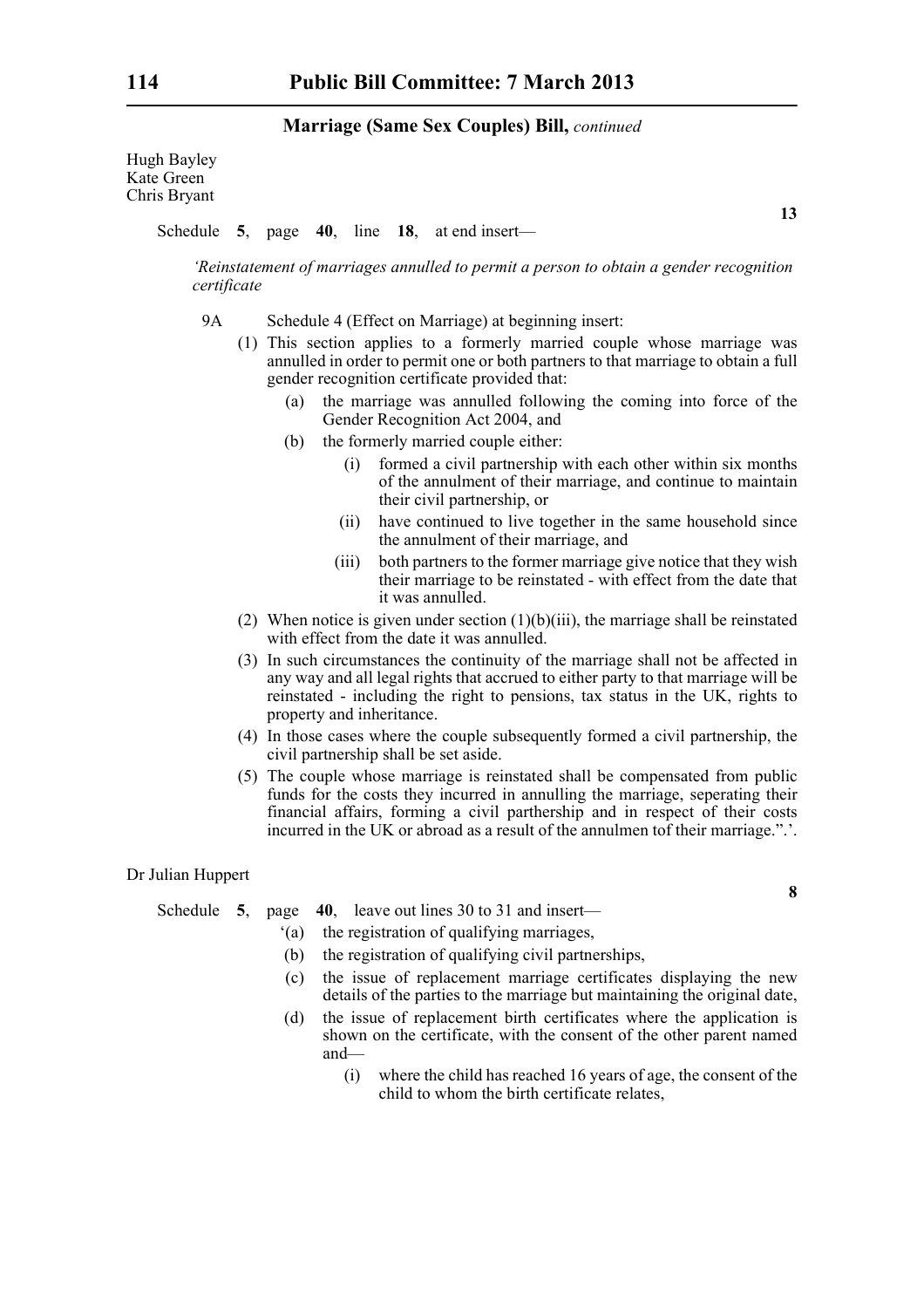Hugh Bayley
Kate Green
Chris Bryant

**13**

Schedule **5**, page **40**, line **18**, at end insert—

*'Reinstatement of marriages annulled to permit a person to obtain a gender recognition certificate*

9A Schedule 4 (Effect on Marriage) at beginning insert:

(1) This section applies to a formerly married couple whose marriage was annulled in order to permit one or both partners to that marriage to obtain a full gender recognition certificate provided that:

(a) the marriage was annulled following the coming into force of the Gender Recognition Act 2004, and

(b) the formerly married couple either:

(i) formed a civil partnership with each other within six months of the annulment of their marriage, and continue to maintain their civil partnership, or

(ii) have continued to live together in the same household since the annulment of their marriage, and

(iii) both partners to the former marriage give notice that they wish their marriage to be reinstated - with effect from the date that it was annulled.

(2) When notice is given under section (1)(b)(iii), the marriage shall be reinstated with effect from the date it was annulled.

(3) In such circumstances the continuity of the marriage shall not be affected in any way and all legal rights that accrued to either party to that marriage will be reinstated - including the right to pensions, tax status in the UK, rights to property and inheritance.

(4) In those cases where the couple subsequently formed a civil partnership, the civil partnership shall be set aside.

(5) The couple whose marriage is reinstated shall be compensated from public funds for the costs they incurred in annulling the marriage, seperating their financial affairs, forming a civil parthership and in respect of their costs incurred in the UK or abroad as a result of the annulmen tof their marriage.".'.

Dr Julian Huppert

**8**

Schedule **5**, page **40**, leave out lines 30 to 31 and insert—

'(a) the registration of qualifying marriages,

(b) the registration of qualifying civil partnerships,

(c) the issue of replacement marriage certificates displaying the new details of the parties to the marriage but maintaining the original date,

(d) the issue of replacement birth certificates where the application is shown on the certificate, with the consent of the other parent named and—

(i) where the child has reached 16 years of age, the consent of the child to whom the birth certificate relates,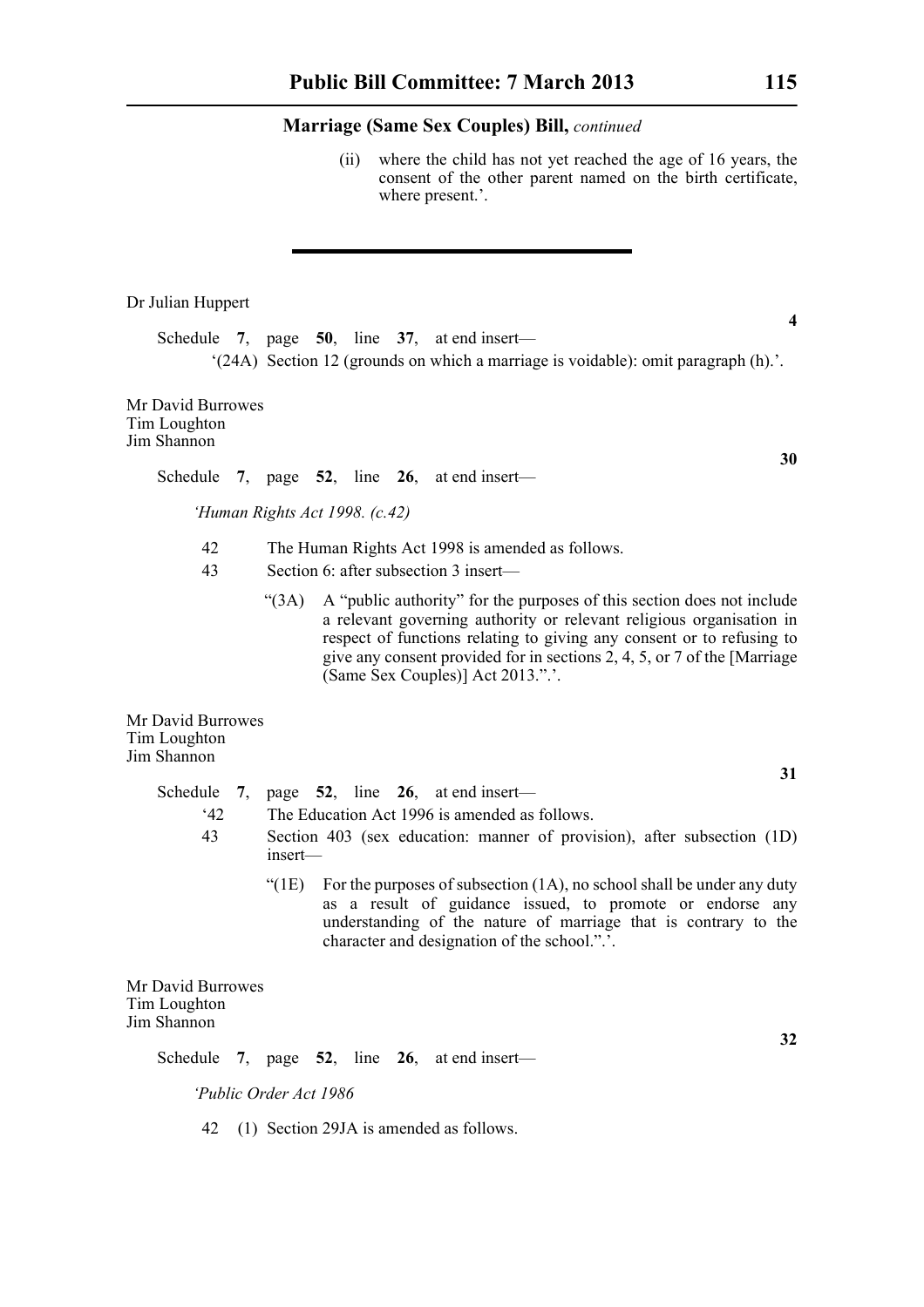(ii) where the child has not yet reached the age of 16 years, the consent of the other parent named on the birth certificate, where present.'.

---

Dr Julian Huppert

**4**

Schedule **7**, page **50**, line **37**, at end insert—

'(24A) Section 12 (grounds on which a marriage is voidable): omit paragraph (h).'.

Mr David Burrowes
Tim Loughton
Jim Shannon

**30**

Schedule **7**, page **52**, line **26**, at end insert—

*'Human Rights Act 1998. (c.42)*

42 The Human Rights Act 1998 is amended as follows.

43 Section 6: after subsection 3 insert—

"(3A) A "public authority" for the purposes of this section does not include a relevant governing authority or relevant religious organisation in respect of functions relating to giving any consent or to refusing to give any consent provided for in sections 2, 4, 5, or 7 of the [Marriage (Same Sex Couples)] Act 2013.".'.

Mr David Burrowes
Tim Loughton
Jim Shannon

**31**

Schedule **7**, page **52**, line **26**, at end insert—

'42 The Education Act 1996 is amended as follows.

43 Section 403 (sex education: manner of provision), after subsection (1D) insert—

"(1E) For the purposes of subsection (1A), no school shall be under any duty as a result of guidance issued, to promote or endorse any understanding of the nature of marriage that is contrary to the character and designation of the school.".'.

Mr David Burrowes
Tim Loughton
Jim Shannon

**32**

Schedule **7**, page **52**, line **26**, at end insert—

*'Public Order Act 1986*

42 (1) Section 29JA is amended as follows.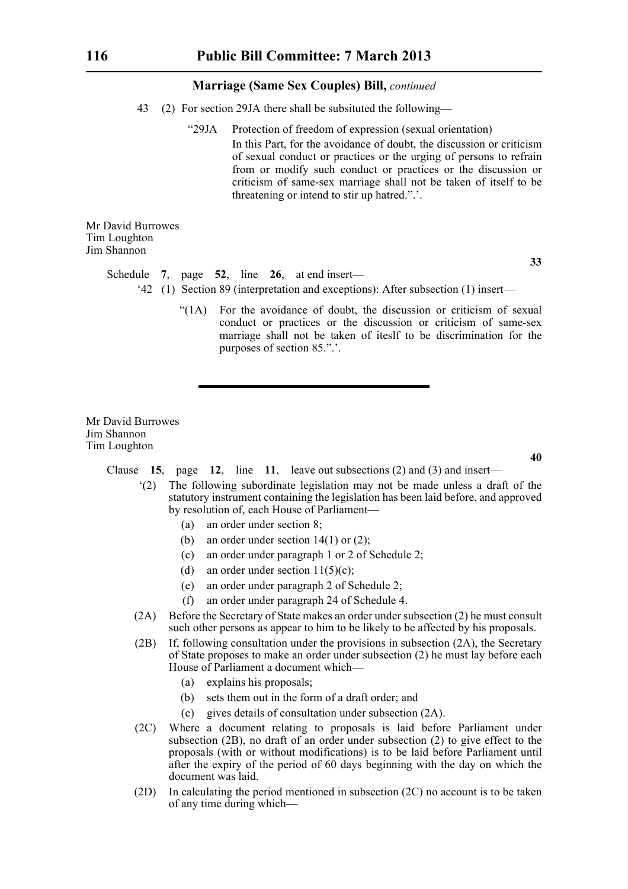## Marriage (Same Sex Couples) Bill, *continued*

43 (2) For section 29JA there shall be subsituted the following—

> "29JA Protection of freedom of expression (sexual orientation)
>
> In this Part, for the avoidance of doubt, the discussion or criticism of sexual conduct or practices or the urging of persons to refrain from or modify such conduct or practices or the discussion or criticism of same-sex marriage shall not be taken of itself to be threatening or intend to stir up hatred.".'.

Mr David Burrowes
Tim Loughton
Jim Shannon

**33**

Schedule **7**, page **52**, line **26**, at end insert—

'42 (1) Section 89 (interpretation and exceptions): After subsection (1) insert—

> "(1A) For the avoidance of doubt, the discussion or criticism of sexual conduct or practices or the discussion or criticism of same-sex marriage shall not be taken of iteslf to be discrimination for the purposes of section 85.".'.

---

Mr David Burrowes
Jim Shannon
Tim Loughton

**40**

Clause **15**, page **12**, line **11**, leave out subsections (2) and (3) and insert—

'(2) The following subordinate legislation may not be made unless a draft of the statutory instrument containing the legislation has been laid before, and approved by resolution of, each House of Parliament—

(a) an order under section 8;

(b) an order under section 14(1) or (2);

(c) an order under paragraph 1 or 2 of Schedule 2;

(d) an order under section 11(5)(c);

(e) an order under paragraph 2 of Schedule 2;

(f) an order under paragraph 24 of Schedule 4.

(2A) Before the Secretary of State makes an order under subsection (2) he must consult such other persons as appear to him to be likely to be affected by his proposals.

(2B) If, following consultation under the provisions in subsection (2A), the Secretary of State proposes to make an order under subsection (2) he must lay before each House of Parliament a document which—

(a) explains his proposals;

(b) sets them out in the form of a draft order; and

(c) gives details of consultation under subsection (2A).

(2C) Where a document relating to proposals is laid before Parliament under subsection (2B), no draft of an order under subsection (2) to give effect to the proposals (with or without modifications) is to be laid before Parliament until after the expiry of the period of 60 days beginning with the day on which the document was laid.

(2D) In calculating the period mentioned in subsection (2C) no account is to be taken of any time during which—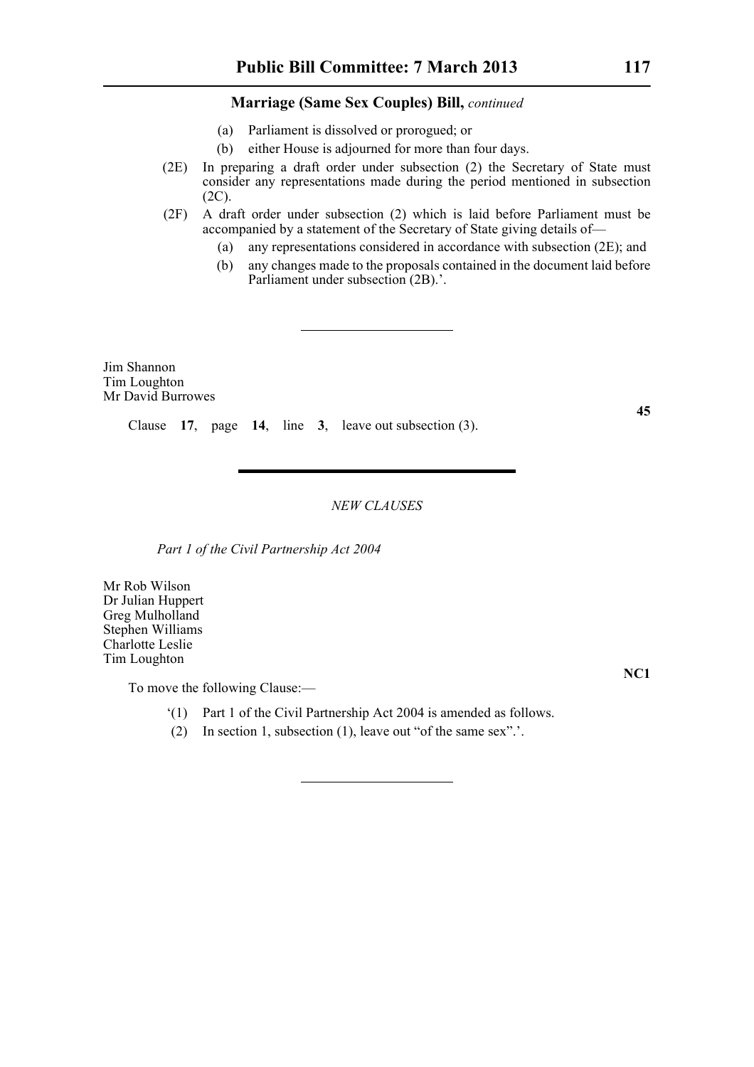(a) Parliament is dissolved or prorogued; or

(b) either House is adjourned for more than four days.

(2E) In preparing a draft order under subsection (2) the Secretary of State must consider any representations made during the period mentioned in subsection (2C).

(2F) A draft order under subsection (2) which is laid before Parliament must be accompanied by a statement of the Secretary of State giving details of—

(a) any representations considered in accordance with subsection (2E); and

(b) any changes made to the proposals contained in the document laid before Parliament under subsection (2B).'.

---

Jim Shannon
Tim Loughton
Mr David Burrowes

**45**

Clause **17**, page **14**, line **3**, leave out subsection (3).

---

*NEW CLAUSES*

*Part 1 of the Civil Partnership Act 2004*

Mr Rob Wilson
Dr Julian Huppert
Greg Mulholland
Stephen Williams
Charlotte Leslie
Tim Loughton

**NC1**

To move the following Clause:—

'(1) Part 1 of the Civil Partnership Act 2004 is amended as follows.

(2) In section 1, subsection (1), leave out "of the same sex".'.

---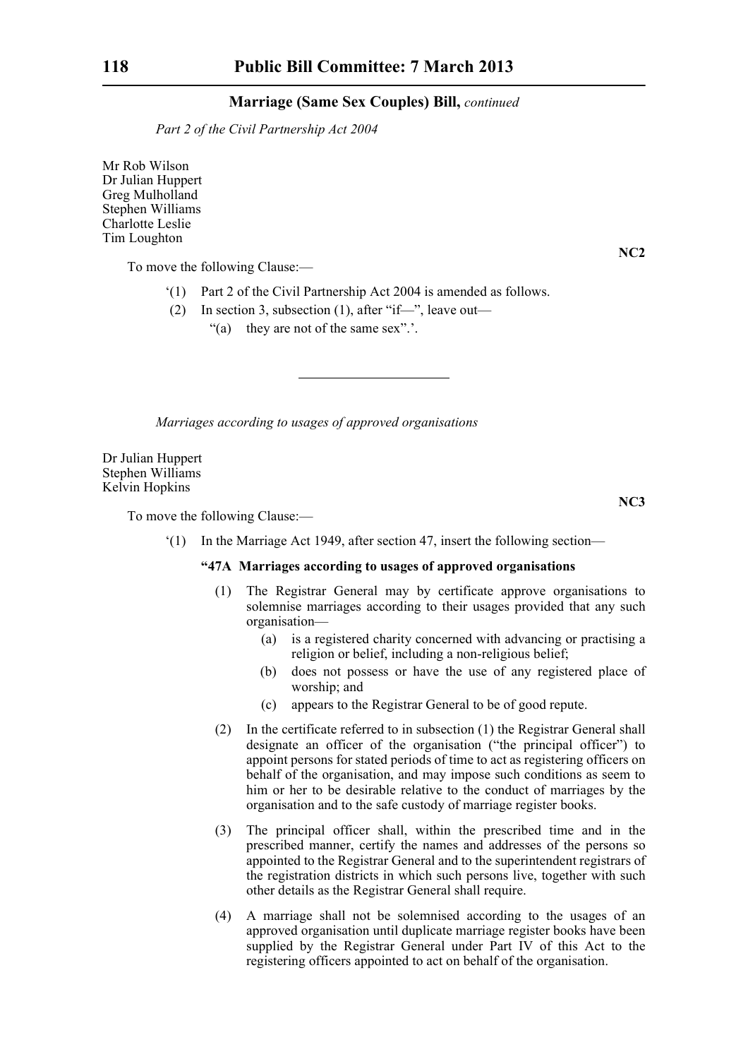*Part 2 of the Civil Partnership Act 2004*

Mr Rob Wilson
Dr Julian Huppert
Greg Mulholland
Stephen Williams
Charlotte Leslie
Tim Loughton

**NC2**

To move the following Clause:—

'(1) Part 2 of the Civil Partnership Act 2004 is amended as follows.

(2) In section 3, subsection (1), after "if—", leave out—

"(a) they are not of the same sex".'.

---

*Marriages according to usages of approved organisations*

Dr Julian Huppert
Stephen Williams
Kelvin Hopkins

**NC3**

To move the following Clause:—

'(1) In the Marriage Act 1949, after section 47, insert the following section—

**"47A Marriages according to usages of approved organisations**

(1) The Registrar General may by certificate approve organisations to solemnise marriages according to their usages provided that any such organisation—

(a) is a registered charity concerned with advancing or practising a religion or belief, including a non-religious belief;

(b) does not possess or have the use of any registered place of worship; and

(c) appears to the Registrar General to be of good repute.

(2) In the certificate referred to in subsection (1) the Registrar General shall designate an officer of the organisation ("the principal officer") to appoint persons for stated periods of time to act as registering officers on behalf of the organisation, and may impose such conditions as seem to him or her to be desirable relative to the conduct of marriages by the organisation and to the safe custody of marriage register books.

(3) The principal officer shall, within the prescribed time and in the prescribed manner, certify the names and addresses of the persons so appointed to the Registrar General and to the superintendent registrars of the registration districts in which such persons live, together with such other details as the Registrar General shall require.

(4) A marriage shall not be solemnised according to the usages of an approved organisation until duplicate marriage register books have been supplied by the Registrar General under Part IV of this Act to the registering officers appointed to act on behalf of the organisation.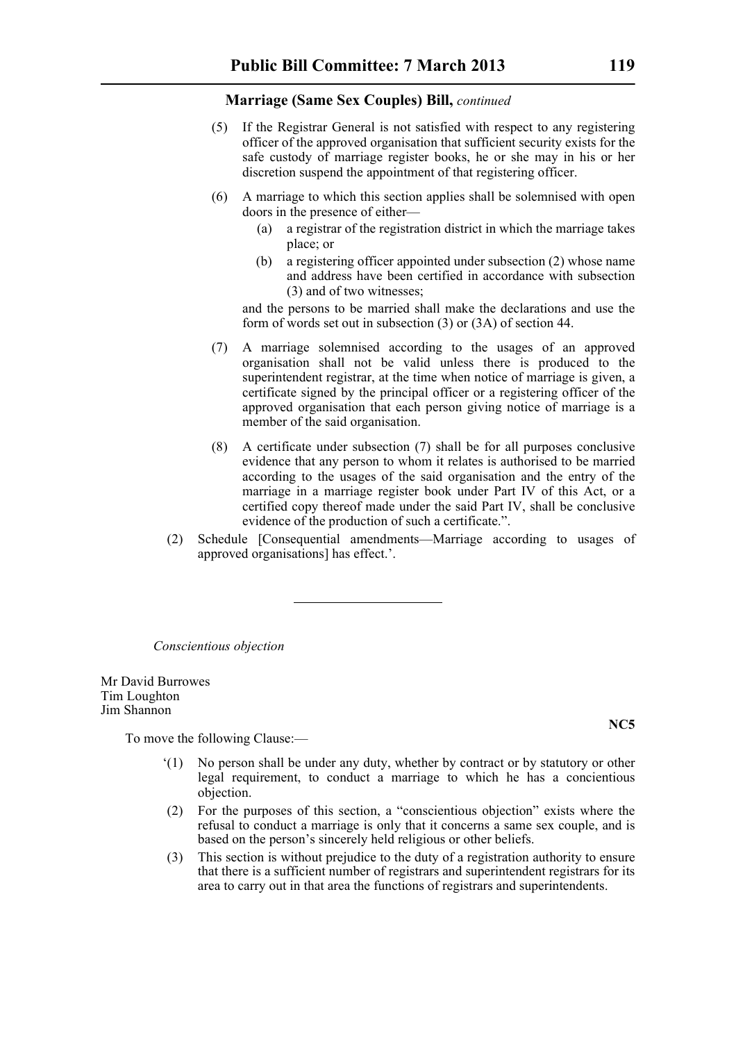**Marriage (Same Sex Couples) Bill,** *continued*

(5) If the Registrar General is not satisfied with respect to any registering officer of the approved organisation that sufficient security exists for the safe custody of marriage register books, he or she may in his or her discretion suspend the appointment of that registering officer.

(6) A marriage to which this section applies shall be solemnised with open doors in the presence of either—

(a) a registrar of the registration district in which the marriage takes place; or

(b) a registering officer appointed under subsection (2) whose name and address have been certified in accordance with subsection (3) and of two witnesses;

and the persons to be married shall make the declarations and use the form of words set out in subsection (3) or (3A) of section 44.

(7) A marriage solemnised according to the usages of an approved organisation shall not be valid unless there is produced to the superintendent registrar, at the time when notice of marriage is given, a certificate signed by the principal officer or a registering officer of the approved organisation that each person giving notice of marriage is a member of the said organisation.

(8) A certificate under subsection (7) shall be for all purposes conclusive evidence that any person to whom it relates is authorised to be married according to the usages of the said organisation and the entry of the marriage in a marriage register book under Part IV of this Act, or a certified copy thereof made under the said Part IV, shall be conclusive evidence of the production of such a certificate.".

(2) Schedule [Consequential amendments—Marriage according to usages of approved organisations] has effect.'.

---

*Conscientious objection*

Mr David Burrowes
Tim Loughton
Jim Shannon

**NC5**

To move the following Clause:—

'(1) No person shall be under any duty, whether by contract or by statutory or other legal requirement, to conduct a marriage to which he has a concientious objection.

(2) For the purposes of this section, a "conscientious objection" exists where the refusal to conduct a marriage is only that it concerns a same sex couple, and is based on the person's sincerely held religious or other beliefs.

(3) This section is without prejudice to the duty of a registration authority to ensure that there is a sufficient number of registrars and superintendent registrars for its area to carry out in that area the functions of registrars and superintendents.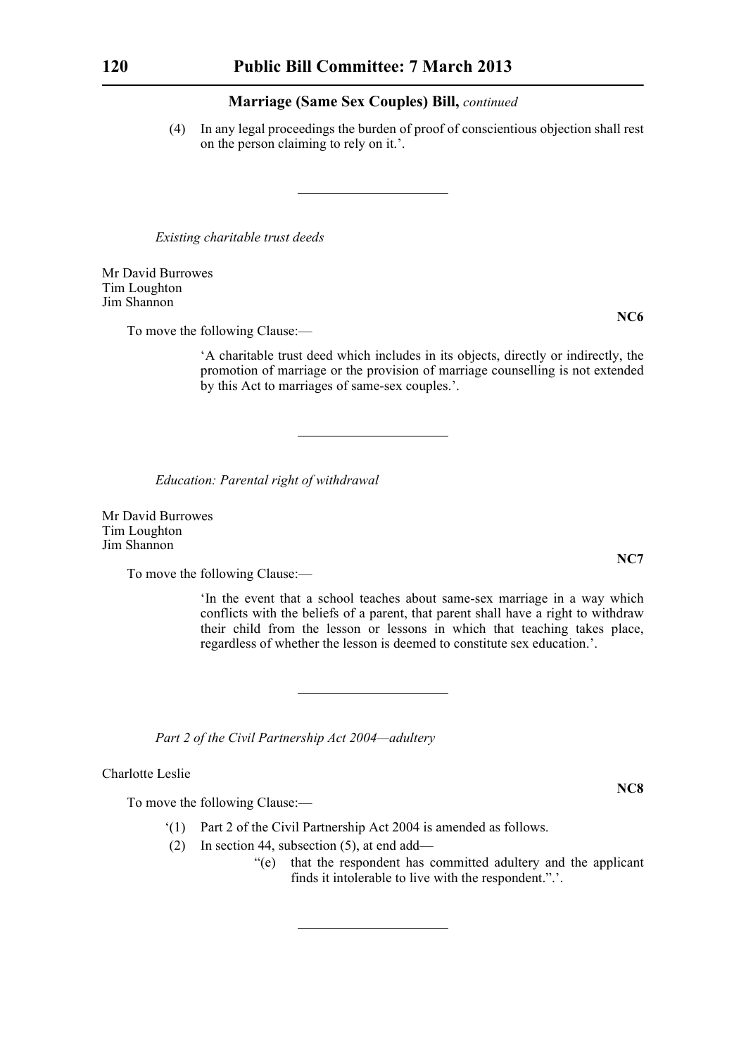**Marriage (Same Sex Couples) Bill,** *continued*

(4) In any legal proceedings the burden of proof of conscientious objection shall rest on the person claiming to rely on it.'.

---

*Existing charitable trust deeds*

Mr David Burrowes
Tim Loughton
Jim Shannon

**NC6**

To move the following Clause:—

'A charitable trust deed which includes in its objects, directly or indirectly, the promotion of marriage or the provision of marriage counselling is not extended by this Act to marriages of same-sex couples.'.

---

*Education: Parental right of withdrawal*

Mr David Burrowes
Tim Loughton
Jim Shannon

**NC7**

To move the following Clause:—

'In the event that a school teaches about same-sex marriage in a way which conflicts with the beliefs of a parent, that parent shall have a right to withdraw their child from the lesson or lessons in which that teaching takes place, regardless of whether the lesson is deemed to constitute sex education.'.

---

*Part 2 of the Civil Partnership Act 2004—adultery*

Charlotte Leslie

**NC8**

To move the following Clause:—

'(1) Part 2 of the Civil Partnership Act 2004 is amended as follows.

(2) In section 44, subsection (5), at end add—

"(e) that the respondent has committed adultery and the applicant finds it intolerable to live with the respondent.".'.

---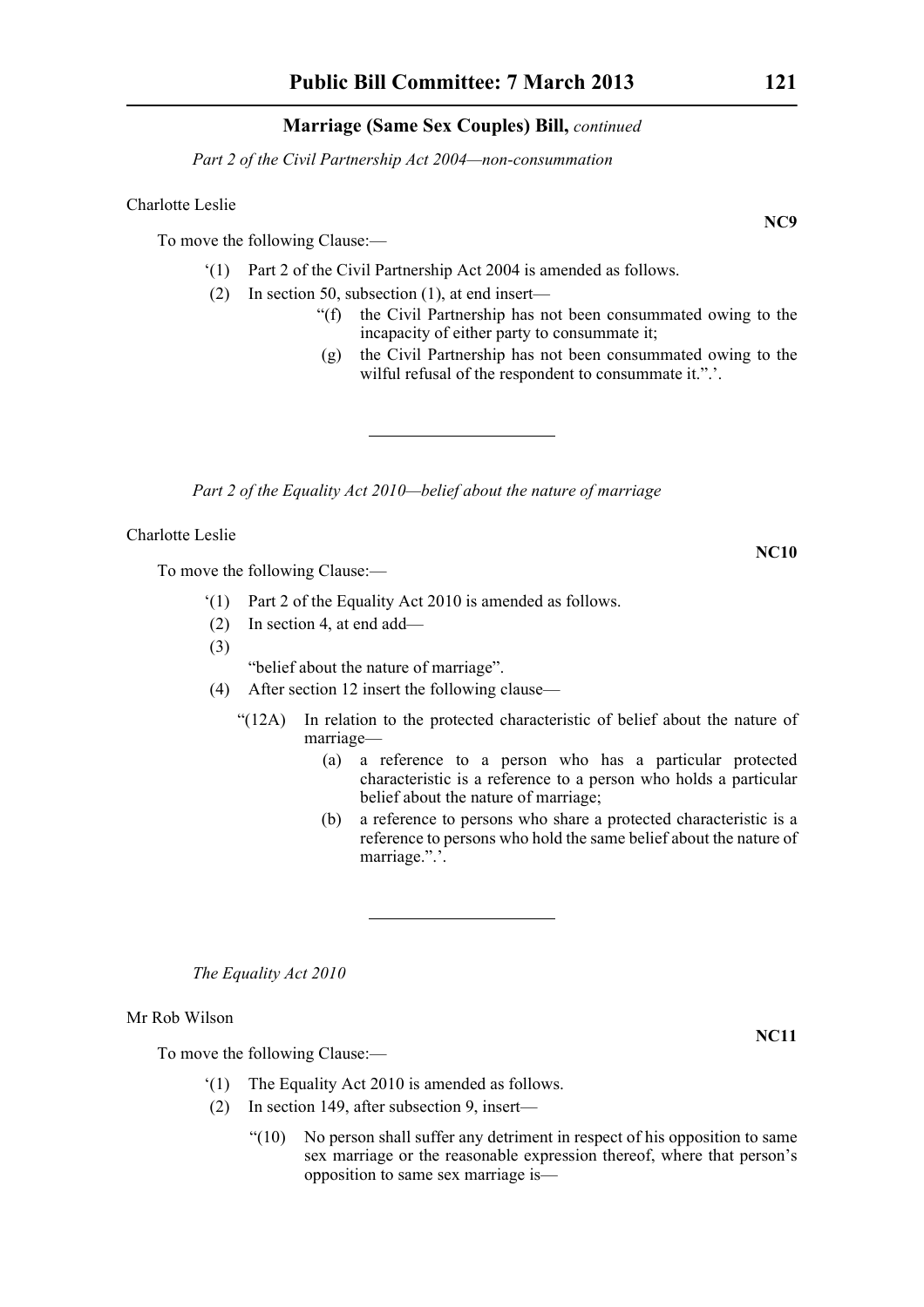## Marriage (Same Sex Couples) Bill, *continued*

*Part 2 of the Civil Partnership Act 2004—non-consummation*

Charlotte Leslie

**NC9**

To move the following Clause:—

'(1) Part 2 of the Civil Partnership Act 2004 is amended as follows.

(2) In section 50, subsection (1), at end insert—

"(f) the Civil Partnership has not been consummated owing to the incapacity of either party to consummate it;

(g) the Civil Partnership has not been consummated owing to the wilful refusal of the respondent to consummate it.".'.

---

*Part 2 of the Equality Act 2010—belief about the nature of marriage*

Charlotte Leslie

**NC10**

To move the following Clause:—

'(1) Part 2 of the Equality Act 2010 is amended as follows.

(2) In section 4, at end add—

(3)

"belief about the nature of marriage".

(4) After section 12 insert the following clause—

"(12A) In relation to the protected characteristic of belief about the nature of marriage—

(a) a reference to a person who has a particular protected characteristic is a reference to a person who holds a particular belief about the nature of marriage;

(b) a reference to persons who share a protected characteristic is a reference to persons who hold the same belief about the nature of marriage.".'.

---

*The Equality Act 2010*

Mr Rob Wilson

**NC11**

To move the following Clause:—

'(1) The Equality Act 2010 is amended as follows.

(2) In section 149, after subsection 9, insert—

"(10) No person shall suffer any detriment in respect of his opposition to same sex marriage or the reasonable expression thereof, where that person's opposition to same sex marriage is—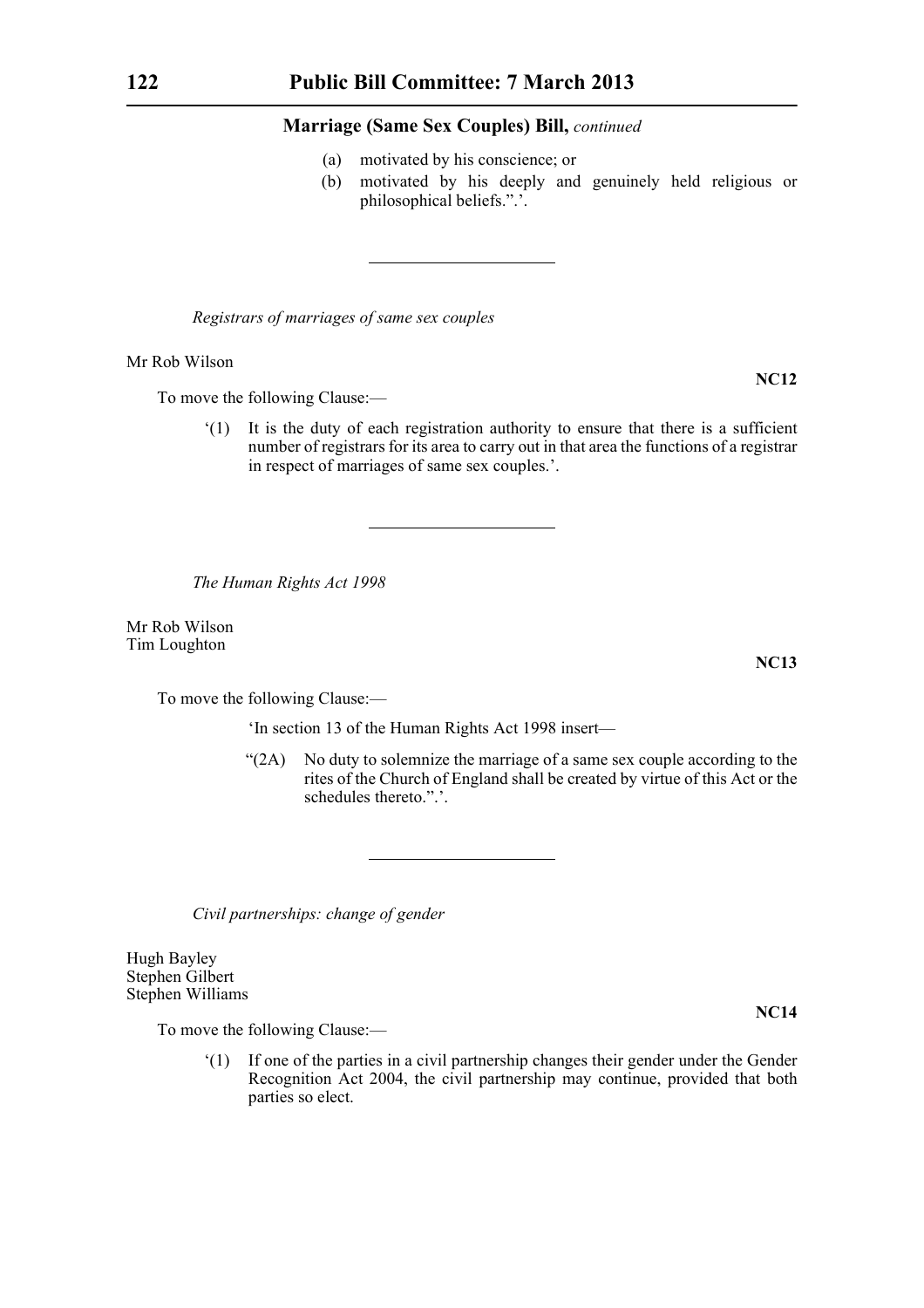## Marriage (Same Sex Couples) Bill, *continued*

(a) motivated by his conscience; or

(b) motivated by his deeply and genuinely held religious or philosophical beliefs.".'.

---

*Registrars of marriages of same sex couples*

Mr Rob Wilson

**NC12**

To move the following Clause:—

'(1) It is the duty of each registration authority to ensure that there is a sufficient number of registrars for its area to carry out in that area the functions of a registrar in respect of marriages of same sex couples.'.

---

*The Human Rights Act 1998*

Mr Rob Wilson
Tim Loughton

**NC13**

To move the following Clause:—

'In section 13 of the Human Rights Act 1998 insert—

"(2A) No duty to solemnize the marriage of a same sex couple according to the rites of the Church of England shall be created by virtue of this Act or the schedules thereto.".'.

---

*Civil partnerships: change of gender*

Hugh Bayley
Stephen Gilbert
Stephen Williams

**NC14**

To move the following Clause:—

'(1) If one of the parties in a civil partnership changes their gender under the Gender Recognition Act 2004, the civil partnership may continue, provided that both parties so elect.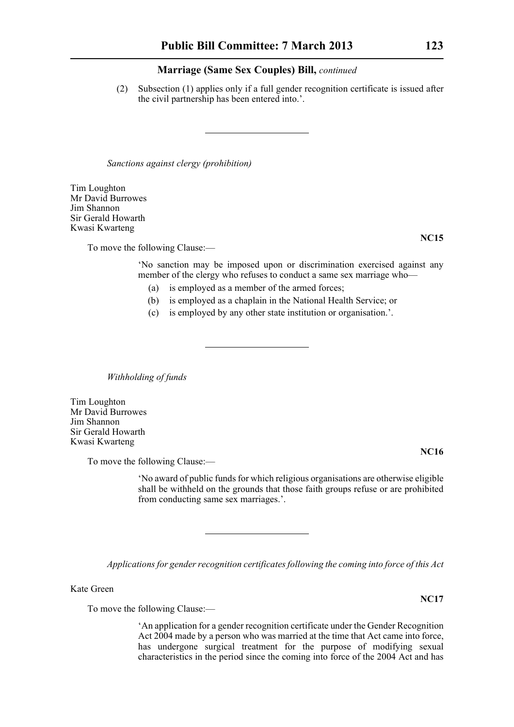**Marriage (Same Sex Couples) Bill,** *continued*

(2) Subsection (1) applies only if a full gender recognition certificate is issued after the civil partnership has been entered into.'.

---

*Sanctions against clergy (prohibition)*

Tim Loughton
Mr David Burrowes
Jim Shannon
Sir Gerald Howarth
Kwasi Kwarteng

**NC15**

To move the following Clause:—

'No sanction may be imposed upon or discrimination exercised against any member of the clergy who refuses to conduct a same sex marriage who—

(a) is employed as a member of the armed forces;
(b) is employed as a chaplain in the National Health Service; or
(c) is employed by any other state institution or organisation.'.

---

*Withholding of funds*

Tim Loughton
Mr David Burrowes
Jim Shannon
Sir Gerald Howarth
Kwasi Kwarteng

**NC16**

To move the following Clause:—

'No award of public funds for which religious organisations are otherwise eligible shall be withheld on the grounds that those faith groups refuse or are prohibited from conducting same sex marriages.'.

---

*Applications for gender recognition certificates following the coming into force of this Act*

Kate Green

**NC17**

To move the following Clause:—

'An application for a gender recognition certificate under the Gender Recognition Act 2004 made by a person who was married at the time that Act came into force, has undergone surgical treatment for the purpose of modifying sexual characteristics in the period since the coming into force of the 2004 Act and has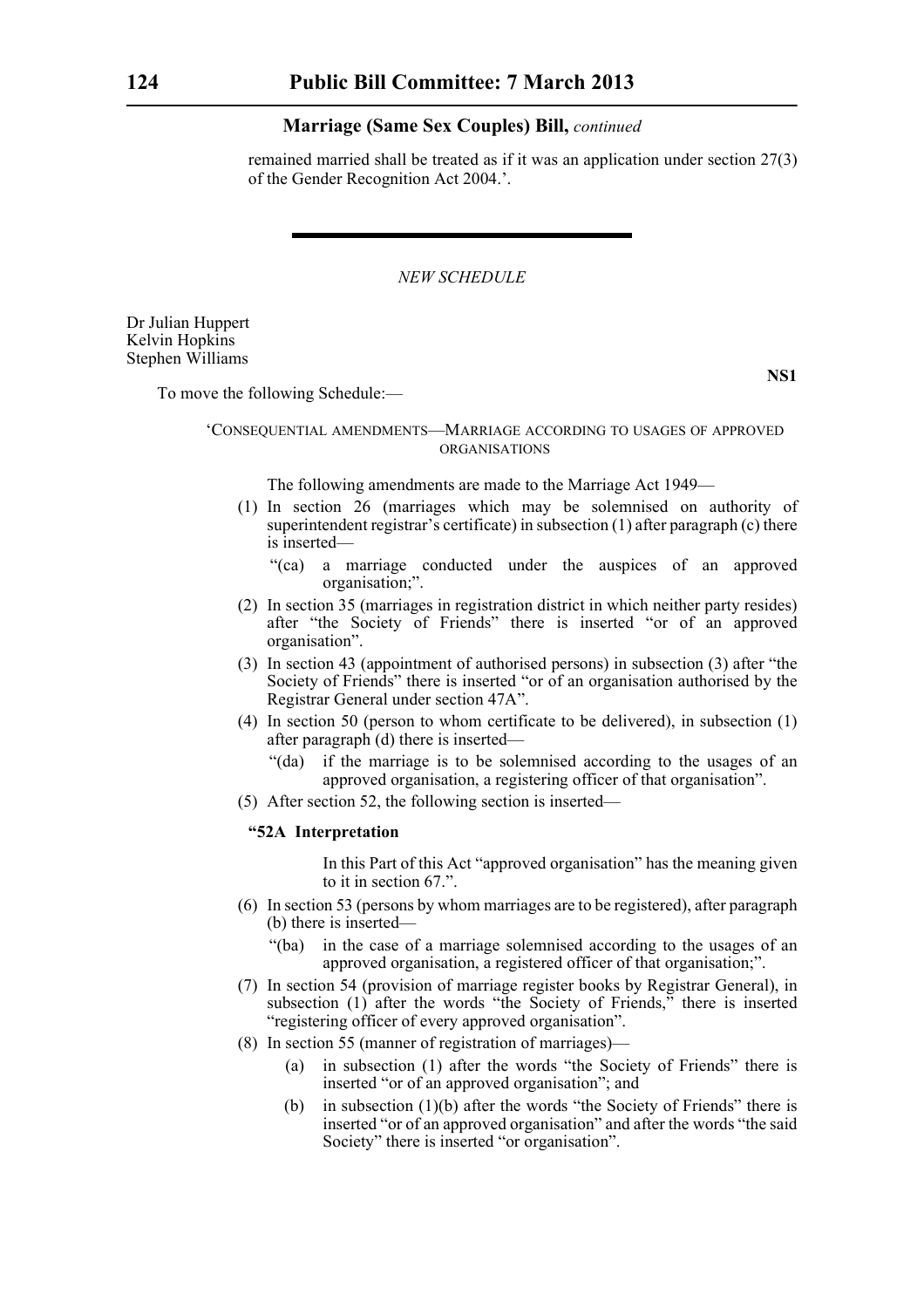remained married shall be treated as if it was an application under section 27(3) of the Gender Recognition Act 2004.'.

---

*NEW SCHEDULE*

Dr Julian Huppert
Kelvin Hopkins
Stephen Williams

**NS1**

To move the following Schedule:—

'CONSEQUENTIAL AMENDMENTS—MARRIAGE ACCORDING TO USAGES OF APPROVED ORGANISATIONS

The following amendments are made to the Marriage Act 1949—

(1) In section 26 (marriages which may be solemnised on authority of superintendent registrar's certificate) in subsection (1) after paragraph (c) there is inserted—

"(ca) a marriage conducted under the auspices of an approved organisation;".

(2) In section 35 (marriages in registration district in which neither party resides) after "the Society of Friends" there is inserted "or of an approved organisation".

(3) In section 43 (appointment of authorised persons) in subsection (3) after "the Society of Friends" there is inserted "or of an organisation authorised by the Registrar General under section 47A".

(4) In section 50 (person to whom certificate to be delivered), in subsection (1) after paragraph (d) there is inserted—

"(da) if the marriage is to be solemnised according to the usages of an approved organisation, a registering officer of that organisation".

(5) After section 52, the following section is inserted—

**"52A Interpretation**

In this Part of this Act "approved organisation" has the meaning given to it in section 67.".

(6) In section 53 (persons by whom marriages are to be registered), after paragraph (b) there is inserted—

"(ba) in the case of a marriage solemnised according to the usages of an approved organisation, a registered officer of that organisation;".

(7) In section 54 (provision of marriage register books by Registrar General), in subsection (1) after the words "the Society of Friends," there is inserted "registering officer of every approved organisation".

(8) In section 55 (manner of registration of marriages)—

(a) in subsection (1) after the words "the Society of Friends" there is inserted "or of an approved organisation"; and

(b) in subsection (1)(b) after the words "the Society of Friends" there is inserted "or of an approved organisation" and after the words "the said Society" there is inserted "or organisation".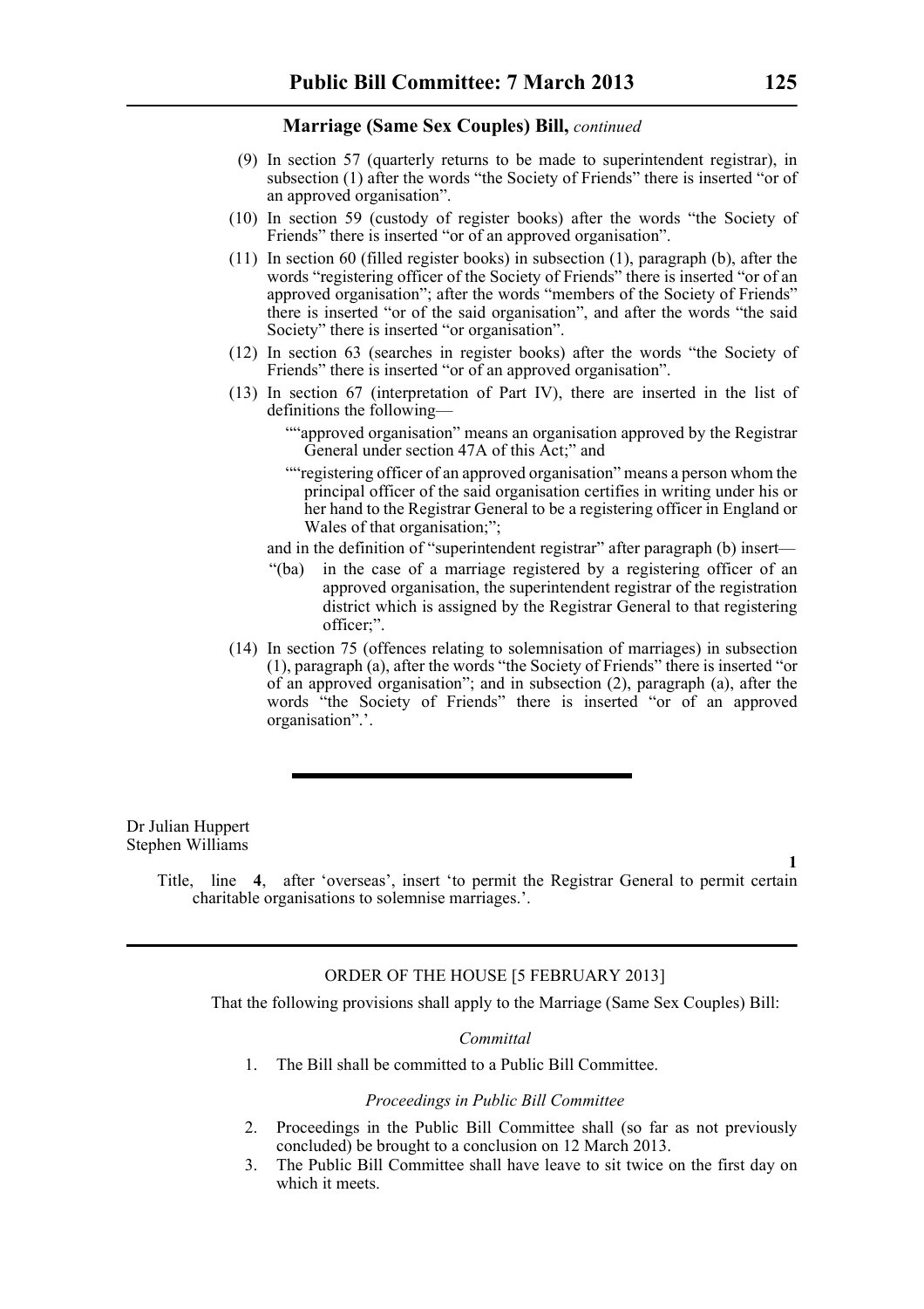**Marriage (Same Sex Couples) Bill,** *continued*

(9) In section 57 (quarterly returns to be made to superintendent registrar), in subsection (1) after the words "the Society of Friends" there is inserted "or of an approved organisation".

(10) In section 59 (custody of register books) after the words "the Society of Friends" there is inserted "or of an approved organisation".

(11) In section 60 (filled register books) in subsection (1), paragraph (b), after the words "registering officer of the Society of Friends" there is inserted "or of an approved organisation"; after the words "members of the Society of Friends" there is inserted "or of the said organisation", and after the words "the said Society" there is inserted "or organisation".

(12) In section 63 (searches in register books) after the words "the Society of Friends" there is inserted "or of an approved organisation".

(13) In section 67 (interpretation of Part IV), there are inserted in the list of definitions the following—

""approved organisation" means an organisation approved by the Registrar General under section 47A of this Act;" and

""registering officer of an approved organisation" means a person whom the principal officer of the said organisation certifies in writing under his or her hand to the Registrar General to be a registering officer in England or Wales of that organisation;";

and in the definition of "superintendent registrar" after paragraph (b) insert—

"(ba) in the case of a marriage registered by a registering officer of an approved organisation, the superintendent registrar of the registration district which is assigned by the Registrar General to that registering officer;".

(14) In section 75 (offences relating to solemnisation of marriages) in subsection (1), paragraph (a), after the words "the Society of Friends" there is inserted "or of an approved organisation"; and in subsection (2), paragraph (a), after the words "the Society of Friends" there is inserted "or of an approved organisation".'.

---

Dr Julian Huppert
Stephen Williams

**1**

Title, line **4**, after 'overseas', insert 'to permit the Registrar General to permit certain charitable organisations to solemnise marriages.'.

---

ORDER OF THE HOUSE [5 FEBRUARY 2013]

That the following provisions shall apply to the Marriage (Same Sex Couples) Bill:

*Committal*

1. The Bill shall be committed to a Public Bill Committee.

*Proceedings in Public Bill Committee*

2. Proceedings in the Public Bill Committee shall (so far as not previously concluded) be brought to a conclusion on 12 March 2013.
3. The Public Bill Committee shall have leave to sit twice on the first day on which it meets.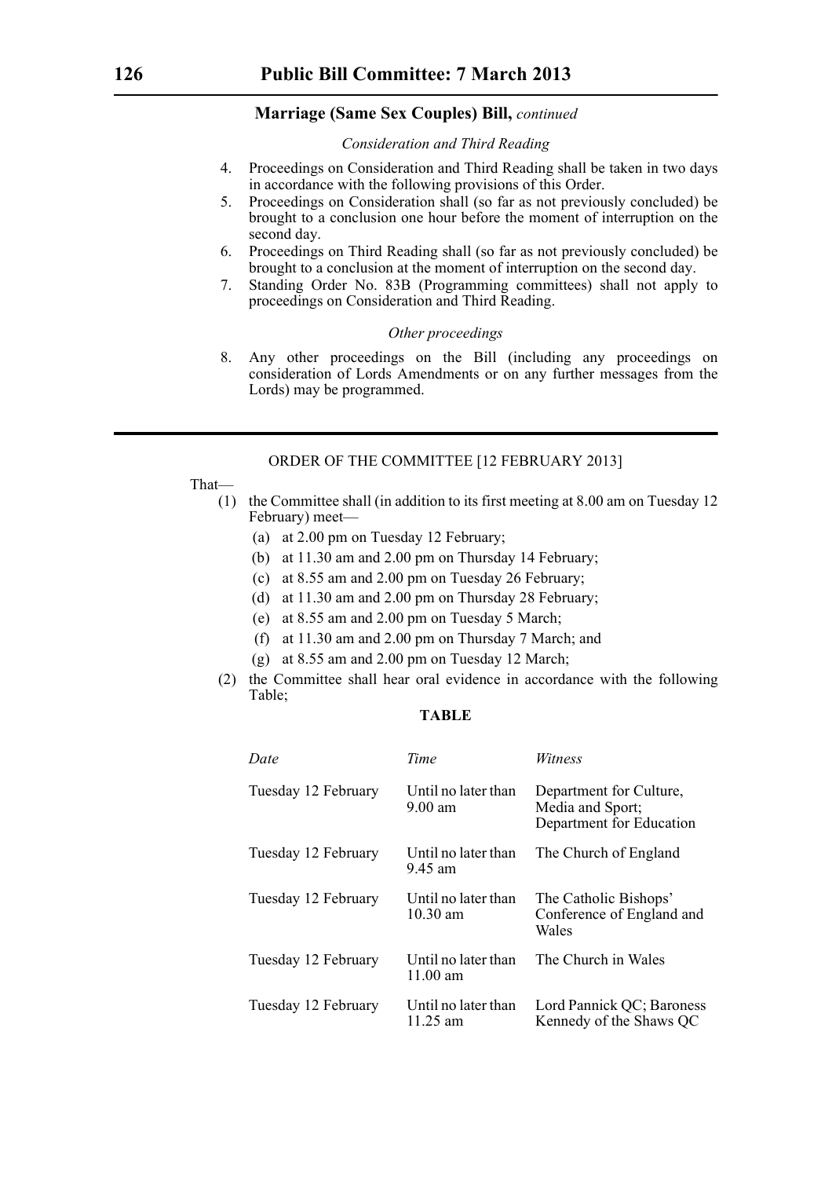## Marriage (Same Sex Couples) Bill, *continued*

*Consideration and Third Reading*

4. Proceedings on Consideration and Third Reading shall be taken in two days in accordance with the following provisions of this Order.
5. Proceedings on Consideration shall (so far as not previously concluded) be brought to a conclusion one hour before the moment of interruption on the second day.
6. Proceedings on Third Reading shall (so far as not previously concluded) be brought to a conclusion at the moment of interruption on the second day.
7. Standing Order No. 83B (Programming committees) shall not apply to proceedings on Consideration and Third Reading.

*Other proceedings*

8. Any other proceedings on the Bill (including any proceedings on consideration of Lords Amendments or on any further messages from the Lords) may be programmed.

---

ORDER OF THE COMMITTEE [12 FEBRUARY 2013]

That—

(1) the Committee shall (in addition to its first meeting at 8.00 am on Tuesday 12 February) meet—
   - (a) at 2.00 pm on Tuesday 12 February;
   - (b) at 11.30 am and 2.00 pm on Thursday 14 February;
   - (c) at 8.55 am and 2.00 pm on Tuesday 26 February;
   - (d) at 11.30 am and 2.00 pm on Thursday 28 February;
   - (e) at 8.55 am and 2.00 pm on Tuesday 5 March;
   - (f) at 11.30 am and 2.00 pm on Thursday 7 March; and
   - (g) at 8.55 am and 2.00 pm on Tuesday 12 March;

(2) the Committee shall hear oral evidence in accordance with the following Table;

**TABLE**

| *Date* | *Time* | *Witness* |
|---|---|---|
| Tuesday 12 February | Until no later than 9.00 am | Department for Culture, Media and Sport; Department for Education |
| Tuesday 12 February | Until no later than 9.45 am | The Church of England |
| Tuesday 12 February | Until no later than 10.30 am | The Catholic Bishops' Conference of England and Wales |
| Tuesday 12 February | Until no later than 11.00 am | The Church in Wales |
| Tuesday 12 February | Until no later than 11.25 am | Lord Pannick QC; Baroness Kennedy of the Shaws QC |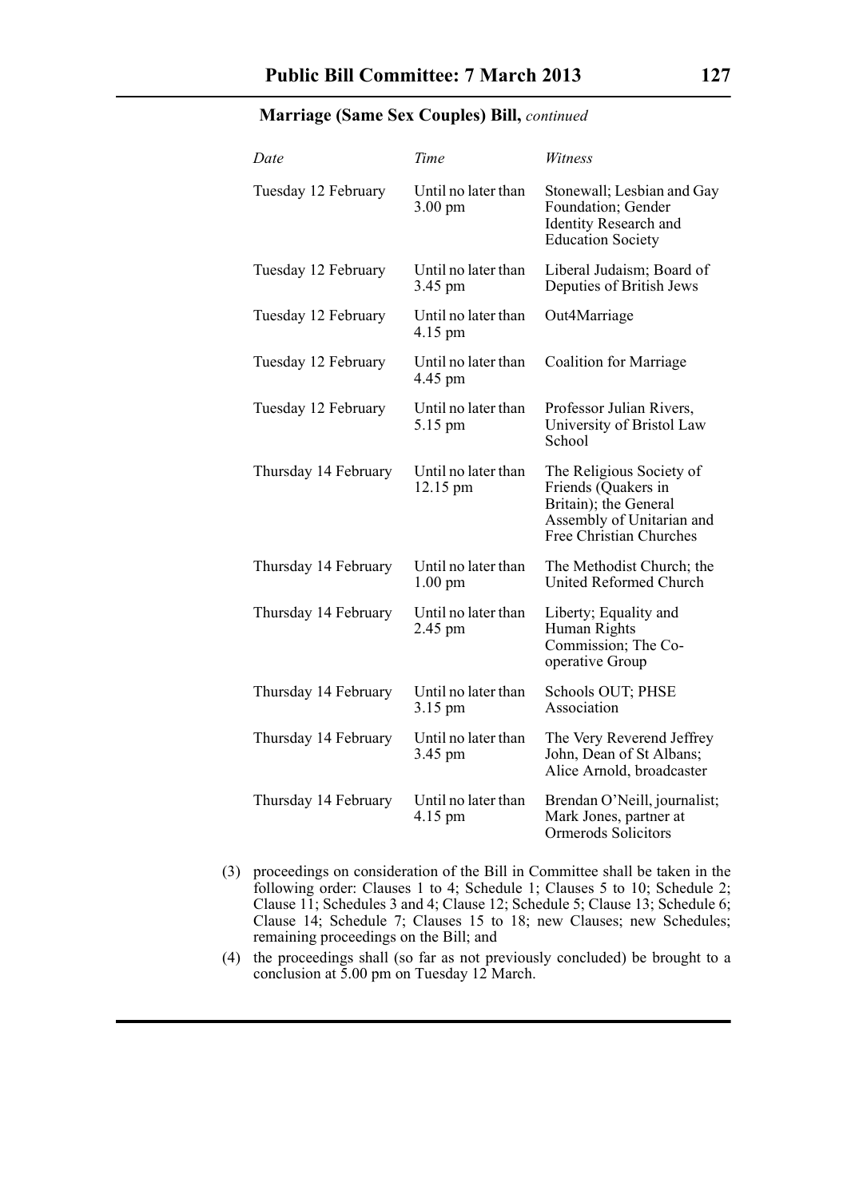**Marriage (Same Sex Couples) Bill,** *continued*

| *Date* | *Time* | *Witness* |
|---|---|---|
| Tuesday 12 February | Until no later than 3.00 pm | Stonewall; Lesbian and Gay Foundation; Gender Identity Research and Education Society |
| Tuesday 12 February | Until no later than 3.45 pm | Liberal Judaism; Board of Deputies of British Jews |
| Tuesday 12 February | Until no later than 4.15 pm | Out4Marriage |
| Tuesday 12 February | Until no later than 4.45 pm | Coalition for Marriage |
| Tuesday 12 February | Until no later than 5.15 pm | Professor Julian Rivers, University of Bristol Law School |
| Thursday 14 February | Until no later than 12.15 pm | The Religious Society of Friends (Quakers in Britain); the General Assembly of Unitarian and Free Christian Churches |
| Thursday 14 February | Until no later than 1.00 pm | The Methodist Church; the United Reformed Church |
| Thursday 14 February | Until no later than 2.45 pm | Liberty; Equality and Human Rights Commission; The Co-operative Group |
| Thursday 14 February | Until no later than 3.15 pm | Schools OUT; PHSE Association |
| Thursday 14 February | Until no later than 3.45 pm | The Very Reverend Jeffrey John, Dean of St Albans; Alice Arnold, broadcaster |
| Thursday 14 February | Until no later than 4.15 pm | Brendan O'Neill, journalist; Mark Jones, partner at Ormerods Solicitors |

(3) proceedings on consideration of the Bill in Committee shall be taken in the following order: Clauses 1 to 4; Schedule 1; Clauses 5 to 10; Schedule 2; Clause 11; Schedules 3 and 4; Clause 12; Schedule 5; Clause 13; Schedule 6; Clause 14; Schedule 7; Clauses 15 to 18; new Clauses; new Schedules; remaining proceedings on the Bill; and

(4) the proceedings shall (so far as not previously concluded) be brought to a conclusion at 5.00 pm on Tuesday 12 March.